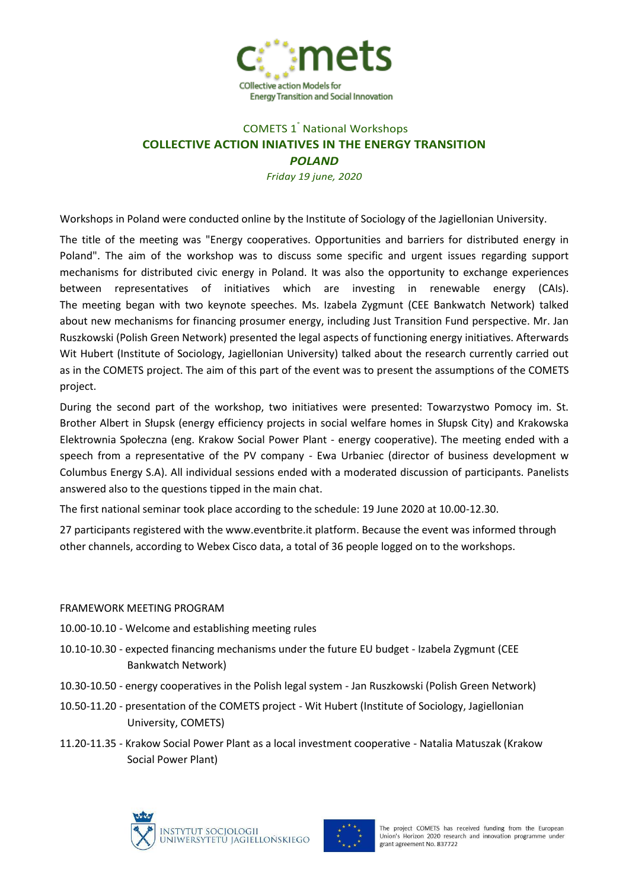COllective action Models for Energy Transition and Social Innovation

COMETS 1° National Workshops

## COLLECTIVE ACTION INIATIVES IN THE ENERGY TRANSITION

## *POLAND*

*Friday 19 june, 2020*

Workshops in Poland were conducted online by the Institute of Sociology of the Jagiellonian University.

The title of the meeting was "Energy cooperatives. Opportunities and barriers for distributed energy in Poland". The aim of the workshop was to discuss some specific and urgent issues regarding support mechanisms for distributed civic energy in Poland. It was also the opportunity to exchange experiences between representatives of initiatives which are investing in renewable energy (CAIs). The meeting began with two keynote speeches. Ms. Izabela Zygmunt (CEE Bankwatch Network) talked about new mechanisms for financing prosumer energy, including Just Transition Fund perspective. Mr. Jan Ruszkowski (Polish Green Network) presented the legal aspects of functioning energy initiatives. Afterwards Wit Hubert (Institute of Sociology, Jagiellonian University) talked about the research currently carried out as in the COMETS project. The aim of this part of the event was to present the assumptions of the COMETS project.

During the second part of the workshop, two initiatives were presented: Towarzystwo Pomocy im. St. Brother Albert in Słupsk (energy efficiency projects in social welfare homes in Słupsk City) and Krakowska Elektrownia Społeczna (eng. Krakow Social Power Plant - energy cooperative). The meeting ended with a speech from a representative of the PV company - Ewa Urbaniec (director of business development w Columbus Energy S.A). All individual sessions ended with a moderated discussion of participants. Panelists answered also to the questions tipped in the main chat.

The first national seminar took place according to the schedule: 19 June 2020 at 10.00-12.30.

27 participants registered with the www.eventbrite.it platform. Because the event was informed through other channels, according to Webex Cisco data, a total of 36 people logged on to the workshops.

FRAMEWORK MEETING PROGRAM

- 10.00-10.10 - Welcome and establishing meeting rules
- 10.10-10.30 - expected financing mechanisms under the future EU budget - Izabela Zygmunt (CEE Bankwatch Network)
- 10.30-10.50 - energy cooperatives in the Polish legal system - Jan Ruszkowski (Polish Green Network)
- 10.50-11.20 - presentation of the COMETS project - Wit Hubert (Institute of Sociology, Jagiellonian University, COMETS)
- 11.20-11.35 - Krakow Social Power Plant as a local investment cooperative - Natalia Matuszak (Krakow Social Power Plant)

INSTYTUT SOCJOLOGII UNIWERSYTETU JAGIELLOŃSKIEGO

The project COMETS has received funding from the European Union's Horizon 2020 research and innovation programme under grant agreement No. 837722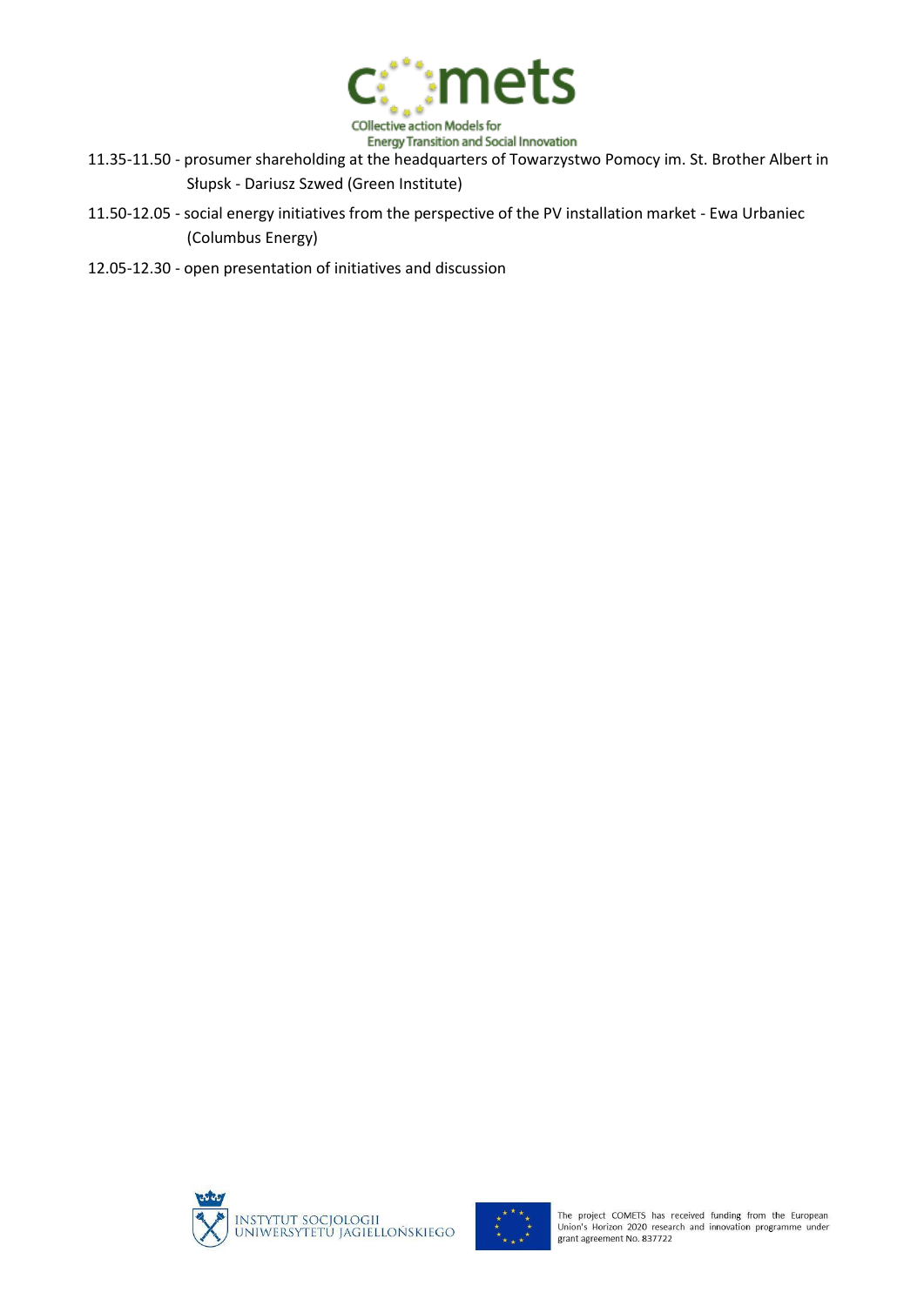11.35-11.50 - prosumer shareholding at the headquarters of Towarzystwo Pomocy im. St. Brother Albert in Słupsk - Dariusz Szwed (Green Institute)

11.50-12.05 - social energy initiatives from the perspective of the PV installation market - Ewa Urbaniec (Columbus Energy)

12.05-12.30 - open presentation of initiatives and discussion